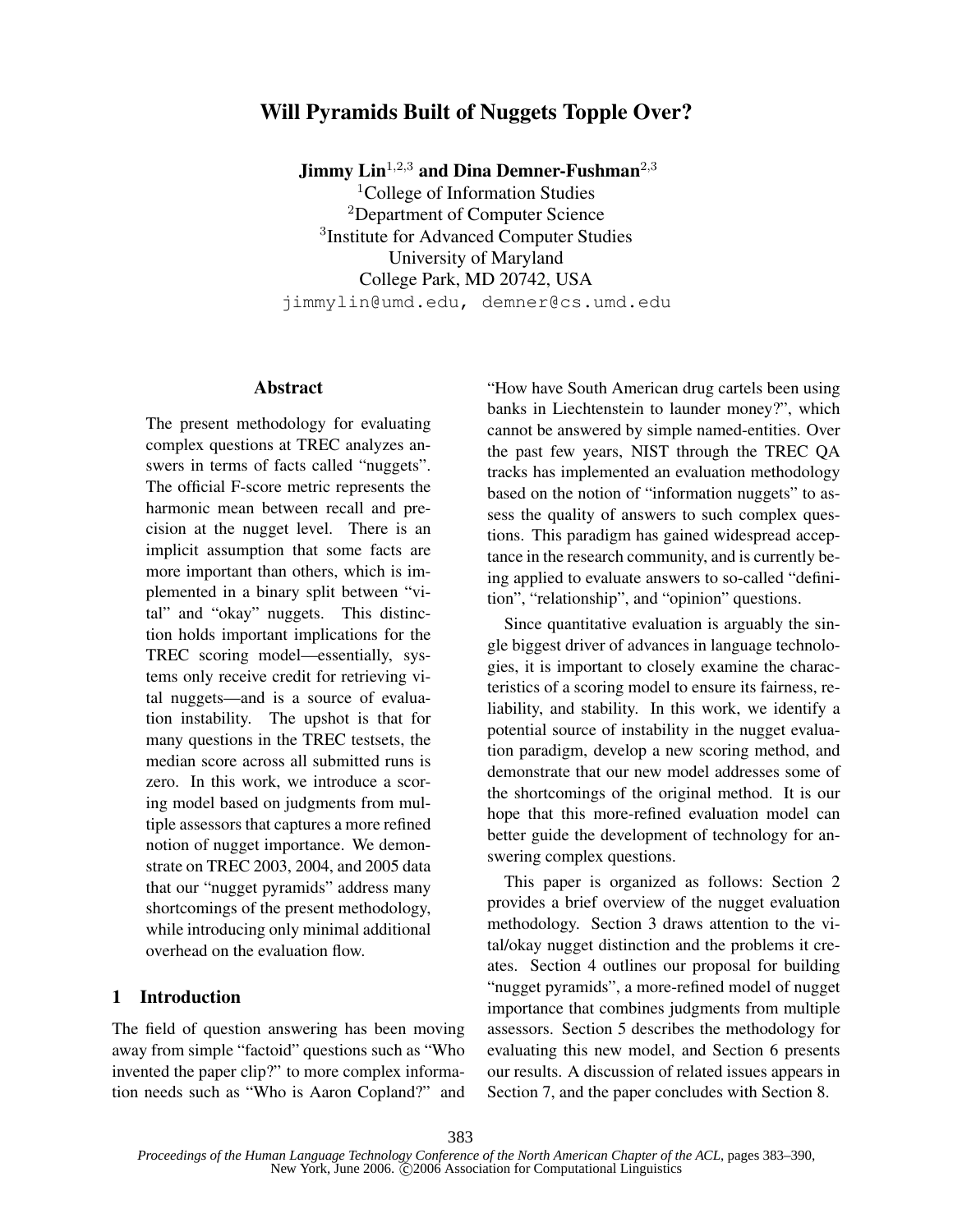# Will Pyramids Built of Nuggets Topple Over?

**Jimmy Lin**[1,2,3] **and Dina Demner-Fushman**[2,3]

[1]College of Information Studies
[2]Department of Computer Science
[3]Institute for Advanced Computer Studies
University of Maryland
College Park, MD 20742, USA
jimmylin@umd.edu, demner@cs.umd.edu

## Abstract

The present methodology for evaluating complex questions at TREC analyzes answers in terms of facts called "nuggets". The official F-score metric represents the harmonic mean between recall and precision at the nugget level. There is an implicit assumption that some facts are more important than others, which is implemented in a binary split between "vital" and "okay" nuggets. This distinction holds important implications for the TREC scoring model—essentially, systems only receive credit for retrieving vital nuggets—and is a source of evaluation instability. The upshot is that for many questions in the TREC testsets, the median score across all submitted runs is zero. In this work, we introduce a scoring model based on judgments from multiple assessors that captures a more refined notion of nugget importance. We demonstrate on TREC 2003, 2004, and 2005 data that our "nugget pyramids" address many shortcomings of the present methodology, while introducing only minimal additional overhead on the evaluation flow.

## 1 Introduction

The field of question answering has been moving away from simple "factoid" questions such as "Who invented the paper clip?" to more complex information needs such as "Who is Aaron Copland?" and "How have South American drug cartels been using banks in Liechtenstein to launder money?", which cannot be answered by simple named-entities. Over the past few years, NIST through the TREC QA tracks has implemented an evaluation methodology based on the notion of "information nuggets" to assess the quality of answers to such complex questions. This paradigm has gained widespread acceptance in the research community, and is currently being applied to evaluate answers to so-called "definition", "relationship", and "opinion" questions.

Since quantitative evaluation is arguably the single biggest driver of advances in language technologies, it is important to closely examine the characteristics of a scoring model to ensure its fairness, reliability, and stability. In this work, we identify a potential source of instability in the nugget evaluation paradigm, develop a new scoring method, and demonstrate that our new model addresses some of the shortcomings of the original method. It is our hope that this more-refined evaluation model can better guide the development of technology for answering complex questions.

This paper is organized as follows: Section 2 provides a brief overview of the nugget evaluation methodology. Section 3 draws attention to the vital/okay nugget distinction and the problems it creates. Section 4 outlines our proposal for building "nugget pyramids", a more-refined model of nugget importance that combines judgments from multiple assessors. Section 5 describes the methodology for evaluating this new model, and Section 6 presents our results. A discussion of related issues appears in Section 7, and the paper concludes with Section 8.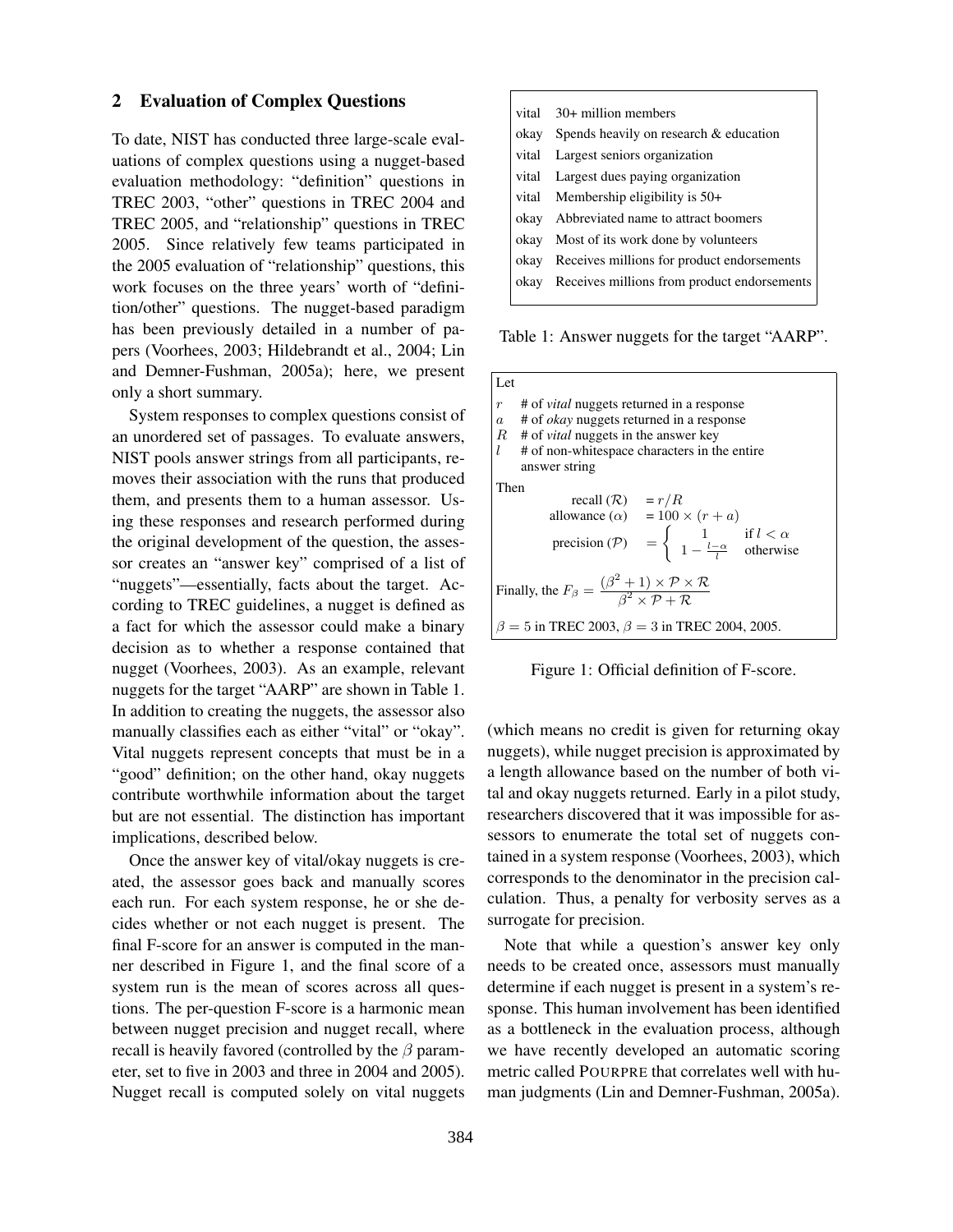## 2 Evaluation of Complex Questions

To date, NIST has conducted three large-scale evaluations of complex questions using a nugget-based evaluation methodology: "definition" questions in TREC 2003, "other" questions in TREC 2004 and TREC 2005, and "relationship" questions in TREC 2005. Since relatively few teams participated in the 2005 evaluation of "relationship" questions, this work focuses on the three years' worth of "definition/other" questions. The nugget-based paradigm has been previously detailed in a number of papers (Voorhees, 2003; Hildebrandt et al., 2004; Lin and Demner-Fushman, 2005a); here, we present only a short summary.

System responses to complex questions consist of an unordered set of passages. To evaluate answers, NIST pools answer strings from all participants, removes their association with the runs that produced them, and presents them to a human assessor. Using these responses and research performed during the original development of the question, the assessor creates an "answer key" comprised of a list of "nuggets"—essentially, facts about the target. According to TREC guidelines, a nugget is defined as a fact for which the assessor could make a binary decision as to whether a response contained that nugget (Voorhees, 2003). As an example, relevant nuggets for the target "AARP" are shown in Table 1. In addition to creating the nuggets, the assessor also manually classifies each as either "vital" or "okay". Vital nuggets represent concepts that must be in a "good" definition; on the other hand, okay nuggets contribute worthwhile information about the target but are not essential. The distinction has important implications, described below.

Once the answer key of vital/okay nuggets is created, the assessor goes back and manually scores each run. For each system response, he or she decides whether or not each nugget is present. The final F-score for an answer is computed in the manner described in Figure 1, and the final score of a system run is the mean of scores across all questions. The per-question F-score is a harmonic mean between nugget precision and nugget recall, where recall is heavily favored (controlled by the $\beta$ parameter, set to five in 2003 and three in 2004 and 2005). Nugget recall is computed solely on vital nuggets (which means no credit is given for returning okay nuggets), while nugget precision is approximated by a length allowance based on the number of both vital and okay nuggets returned. Early in a pilot study, researchers discovered that it was impossible for assessors to enumerate the total set of nuggets contained in a system response (Voorhees, 2003), which corresponds to the denominator in the precision calculation. Thus, a penalty for verbosity serves as a surrogate for precision.

Note that while a question's answer key only needs to be created once, assessors must manually determine if each nugget is present in a system's response. This human involvement has been identified as a bottleneck in the evaluation process, although we have recently developed an automatic scoring metric called POURPRE that correlates well with human judgments (Lin and Demner-Fushman, 2005a).

| | |
|---|---|
| vital | 30+ million members |
| okay | Spends heavily on research & education |
| vital | Largest seniors organization |
| vital | Largest dues paying organization |
| vital | Membership eligibility is 50+ |
| okay | Abbreviated name to attract boomers |
| okay | Most of its work done by volunteers |
| okay | Receives millions for product endorsements |
| okay | Receives millions from product endorsements |

Table 1: Answer nuggets for the target "AARP".

Let

- $r$ # of *vital* nuggets returned in a response
- $a$ # of *okay* nuggets returned in a response
- $R$ # of *vital* nuggets in the answer key
- $l$ # of non-whitespace characters in the entire answer string

Then

$$\text{recall } (\mathcal{R}) = r/R$$

$$\text{allowance } (\alpha) = 100 \times (r + a)$$

$$\text{precision } (\mathcal{P}) = \begin{cases} 1 & \text{if } l < \alpha \\ 1 - \frac{l-\alpha}{l} & \text{otherwise} \end{cases}$$

Finally, the $F_\beta = \dfrac{(\beta^2 + 1) \times \mathcal{P} \times \mathcal{R}}{\beta^2 \times \mathcal{P} + \mathcal{R}}$

$\beta = 5$ in TREC 2003, $\beta = 3$ in TREC 2004, 2005.

Figure 1: Official definition of F-score.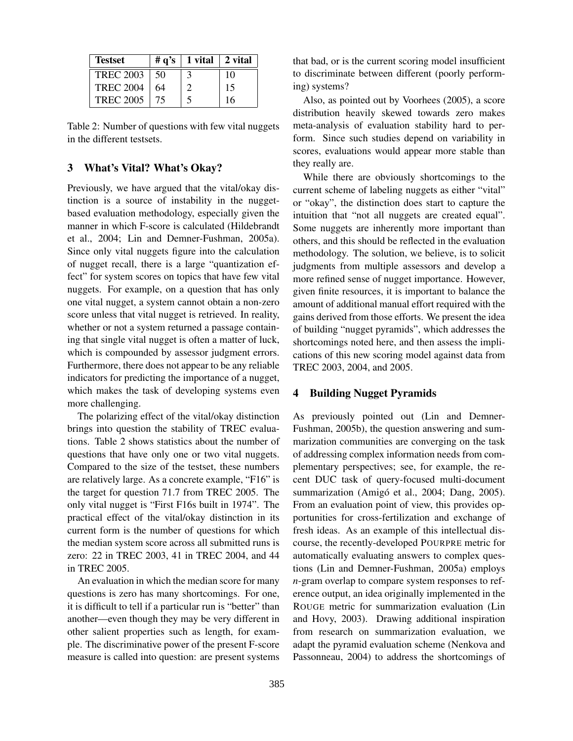| Testset | # q's | 1 vital | 2 vital |
|---|---|---|---|
| TREC 2003 | 50 | 3 | 10 |
| TREC 2004 | 64 | 2 | 15 |
| TREC 2005 | 75 | 5 | 16 |

Table 2: Number of questions with few vital nuggets in the different testsets.

## 3 What's Vital? What's Okay?

Previously, we have argued that the vital/okay distinction is a source of instability in the nugget-based evaluation methodology, especially given the manner in which F-score is calculated (Hildebrandt et al., 2004; Lin and Demner-Fushman, 2005a). Since only vital nuggets figure into the calculation of nugget recall, there is a large "quantization effect" for system scores on topics that have few vital nuggets. For example, on a question that has only one vital nugget, a system cannot obtain a non-zero score unless that vital nugget is retrieved. In reality, whether or not a system returned a passage containing that single vital nugget is often a matter of luck, which is compounded by assessor judgment errors. Furthermore, there does not appear to be any reliable indicators for predicting the importance of a nugget, which makes the task of developing systems even more challenging.

The polarizing effect of the vital/okay distinction brings into question the stability of TREC evaluations. Table 2 shows statistics about the number of questions that have only one or two vital nuggets. Compared to the size of the testset, these numbers are relatively large. As a concrete example, "F16" is the target for question 71.7 from TREC 2005. The only vital nugget is "First F16s built in 1974". The practical effect of the vital/okay distinction in its current form is the number of questions for which the median system score across all submitted runs is zero: 22 in TREC 2003, 41 in TREC 2004, and 44 in TREC 2005.

An evaluation in which the median score for many questions is zero has many shortcomings. For one, it is difficult to tell if a particular run is "better" than another—even though they may be very different in other salient properties such as length, for example. The discriminative power of the present F-score measure is called into question: are present systems that bad, or is the current scoring model insufficient to discriminate between different (poorly performing) systems?

Also, as pointed out by Voorhees (2005), a score distribution heavily skewed towards zero makes meta-analysis of evaluation stability hard to perform. Since such studies depend on variability in scores, evaluations would appear more stable than they really are.

While there are obviously shortcomings to the current scheme of labeling nuggets as either "vital" or "okay", the distinction does start to capture the intuition that "not all nuggets are created equal". Some nuggets are inherently more important than others, and this should be reflected in the evaluation methodology. The solution, we believe, is to solicit judgments from multiple assessors and develop a more refined sense of nugget importance. However, given finite resources, it is important to balance the amount of additional manual effort required with the gains derived from those efforts. We present the idea of building "nugget pyramids", which addresses the shortcomings noted here, and then assess the implications of this new scoring model against data from TREC 2003, 2004, and 2005.

## 4 Building Nugget Pyramids

As previously pointed out (Lin and Demner-Fushman, 2005b), the question answering and summarization communities are converging on the task of addressing complex information needs from complementary perspectives; see, for example, the recent DUC task of query-focused multi-document summarization (Amigó et al., 2004; Dang, 2005). From an evaluation point of view, this provides opportunities for cross-fertilization and exchange of fresh ideas. As an example of this intellectual discourse, the recently-developed POURPRE metric for automatically evaluating answers to complex questions (Lin and Demner-Fushman, 2005a) employs *n*-gram overlap to compare system responses to reference output, an idea originally implemented in the ROUGE metric for summarization evaluation (Lin and Hovy, 2003). Drawing additional inspiration from research on summarization evaluation, we adapt the pyramid evaluation scheme (Nenkova and Passonneau, 2004) to address the shortcomings of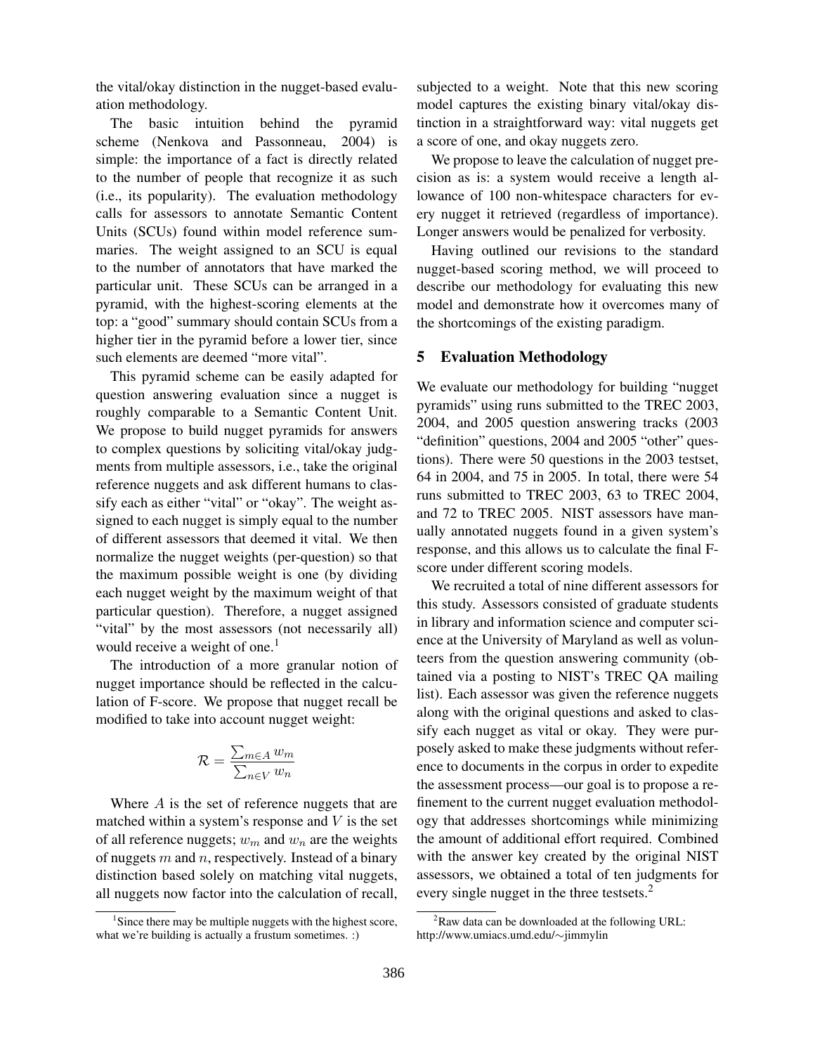the vital/okay distinction in the nugget-based evaluation methodology.

The basic intuition behind the pyramid scheme (Nenkova and Passonneau, 2004) is simple: the importance of a fact is directly related to the number of people that recognize it as such (i.e., its popularity). The evaluation methodology calls for assessors to annotate Semantic Content Units (SCUs) found within model reference summaries. The weight assigned to an SCU is equal to the number of annotators that have marked the particular unit. These SCUs can be arranged in a pyramid, with the highest-scoring elements at the top: a "good" summary should contain SCUs from a higher tier in the pyramid before a lower tier, since such elements are deemed "more vital".

This pyramid scheme can be easily adapted for question answering evaluation since a nugget is roughly comparable to a Semantic Content Unit. We propose to build nugget pyramids for answers to complex questions by soliciting vital/okay judgments from multiple assessors, i.e., take the original reference nuggets and ask different humans to classify each as either "vital" or "okay". The weight assigned to each nugget is simply equal to the number of different assessors that deemed it vital. We then normalize the nugget weights (per-question) so that the maximum possible weight is one (by dividing each nugget weight by the maximum weight of that particular question). Therefore, a nugget assigned "vital" by the most assessors (not necessarily all) would receive a weight of one.[1]

The introduction of a more granular notion of nugget importance should be reflected in the calculation of F-score. We propose that nugget recall be modified to take into account nugget weight:

$$\mathcal{R} = \frac{\sum_{m \in A} w_m}{\sum_{n \in V} w_n}$$

Where $A$ is the set of reference nuggets that are matched within a system's response and $V$ is the set of all reference nuggets; $w_m$ and $w_n$ are the weights of nuggets $m$ and $n$, respectively. Instead of a binary distinction based solely on matching vital nuggets, all nuggets now factor into the calculation of recall, subjected to a weight. Note that this new scoring model captures the existing binary vital/okay distinction in a straightforward way: vital nuggets get a score of one, and okay nuggets zero.

We propose to leave the calculation of nugget precision as is: a system would receive a length allowance of 100 non-whitespace characters for every nugget it retrieved (regardless of importance). Longer answers would be penalized for verbosity.

Having outlined our revisions to the standard nugget-based scoring method, we will proceed to describe our methodology for evaluating this new model and demonstrate how it overcomes many of the shortcomings of the existing paradigm.

## 5 Evaluation Methodology

We evaluate our methodology for building "nugget pyramids" using runs submitted to the TREC 2003, 2004, and 2005 question answering tracks (2003 "definition" questions, 2004 and 2005 "other" questions). There were 50 questions in the 2003 testset, 64 in 2004, and 75 in 2005. In total, there were 54 runs submitted to TREC 2003, 63 to TREC 2004, and 72 to TREC 2005. NIST assessors have manually annotated nuggets found in a given system's response, and this allows us to calculate the final F-score under different scoring models.

We recruited a total of nine different assessors for this study. Assessors consisted of graduate students in library and information science and computer science at the University of Maryland as well as volunteers from the question answering community (obtained via a posting to NIST's TREC QA mailing list). Each assessor was given the reference nuggets along with the original questions and asked to classify each nugget as vital or okay. They were purposely asked to make these judgments without reference to documents in the corpus in order to expedite the assessment process—our goal is to propose a refinement to the current nugget evaluation methodology that addresses shortcomings while minimizing the amount of additional effort required. Combined with the answer key created by the original NIST assessors, we obtained a total of ten judgments for every single nugget in the three testsets.[2]

[1] Since there may be multiple nuggets with the highest score, what we're building is actually a frustum sometimes. :)

[2] Raw data can be downloaded at the following URL: http://www.umiacs.umd.edu/∼jimmylin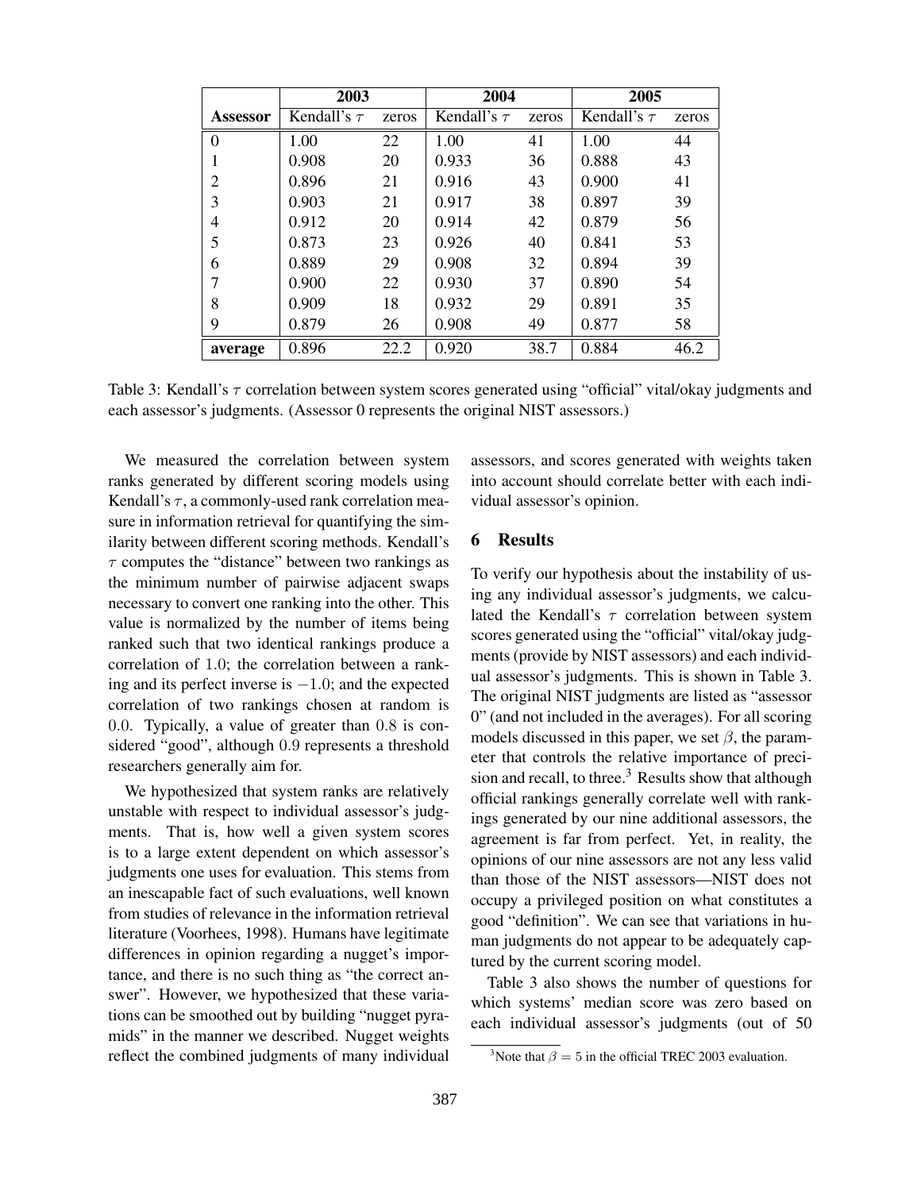| | 2003 | | 2004 | | 2005 | |
|---|---|---|---|---|---|---|
| **Assessor** | Kendall's $\tau$ | zeros | Kendall's $\tau$ | zeros | Kendall's $\tau$ | zeros |
| 0 | 1.00 | 22 | 1.00 | 41 | 1.00 | 44 |
| 1 | 0.908 | 20 | 0.933 | 36 | 0.888 | 43 |
| 2 | 0.896 | 21 | 0.916 | 43 | 0.900 | 41 |
| 3 | 0.903 | 21 | 0.917 | 38 | 0.897 | 39 |
| 4 | 0.912 | 20 | 0.914 | 42 | 0.879 | 56 |
| 5 | 0.873 | 23 | 0.926 | 40 | 0.841 | 53 |
| 6 | 0.889 | 29 | 0.908 | 32 | 0.894 | 39 |
| 7 | 0.900 | 22 | 0.930 | 37 | 0.890 | 54 |
| 8 | 0.909 | 18 | 0.932 | 29 | 0.891 | 35 |
| 9 | 0.879 | 26 | 0.908 | 49 | 0.877 | 58 |
| **average** | 0.896 | 22.2 | 0.920 | 38.7 | 0.884 | 46.2 |

Table 3: Kendall's $\tau$ correlation between system scores generated using "official" vital/okay judgments and each assessor's judgments. (Assessor 0 represents the original NIST assessors.)

We measured the correlation between system ranks generated by different scoring models using Kendall's $\tau$, a commonly-used rank correlation measure in information retrieval for quantifying the similarity between different scoring methods. Kendall's $\tau$ computes the "distance" between two rankings as the minimum number of pairwise adjacent swaps necessary to convert one ranking into the other. This value is normalized by the number of items being ranked such that two identical rankings produce a correlation of $1.0$; the correlation between a ranking and its perfect inverse is $-1.0$; and the expected correlation of two rankings chosen at random is $0.0$. Typically, a value of greater than $0.8$ is considered "good", although $0.9$ represents a threshold researchers generally aim for.

We hypothesized that system ranks are relatively unstable with respect to individual assessor's judgments. That is, how well a given system scores is to a large extent dependent on which assessor's judgments one uses for evaluation. This stems from an inescapable fact of such evaluations, well known from studies of relevance in the information retrieval literature (Voorhees, 1998). Humans have legitimate differences in opinion regarding a nugget's importance, and there is no such thing as "the correct answer". However, we hypothesized that these variations can be smoothed out by building "nugget pyramids" in the manner we described. Nugget weights reflect the combined judgments of many individual assessors, and scores generated with weights taken into account should correlate better with each individual assessor's opinion.

## 6 Results

To verify our hypothesis about the instability of using any individual assessor's judgments, we calculated the Kendall's $\tau$ correlation between system scores generated using the "official" vital/okay judgments (provide by NIST assessors) and each individual assessor's judgments. This is shown in Table 3. The original NIST judgments are listed as "assessor 0" (and not included in the averages). For all scoring models discussed in this paper, we set $\beta$, the parameter that controls the relative importance of precision and recall, to three.[3] Results show that although official rankings generally correlate well with rankings generated by our nine additional assessors, the agreement is far from perfect. Yet, in reality, the opinions of our nine assessors are not any less valid than those of the NIST assessors—NIST does not occupy a privileged position on what constitutes a good "definition". We can see that variations in human judgments do not appear to be adequately captured by the current scoring model.

Table 3 also shows the number of questions for which systems' median score was zero based on each individual assessor's judgments (out of 50

[3]Note that $\beta = 5$ in the official TREC 2003 evaluation.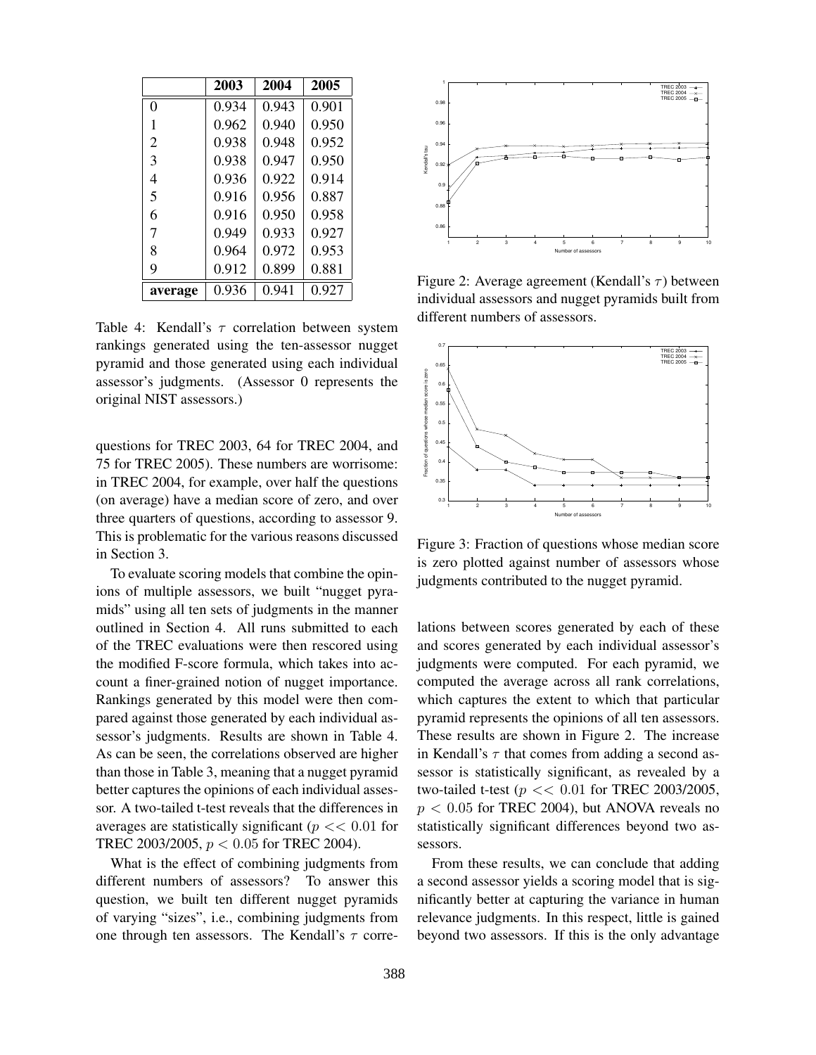|  | 2003 | 2004 | 2005 |
|---|---|---|---|
| 0 | 0.934 | 0.943 | 0.901 |
| 1 | 0.962 | 0.940 | 0.950 |
| 2 | 0.938 | 0.948 | 0.952 |
| 3 | 0.938 | 0.947 | 0.950 |
| 4 | 0.936 | 0.922 | 0.914 |
| 5 | 0.916 | 0.956 | 0.887 |
| 6 | 0.916 | 0.950 | 0.958 |
| 7 | 0.949 | 0.933 | 0.927 |
| 8 | 0.964 | 0.972 | 0.953 |
| 9 | 0.912 | 0.899 | 0.881 |
| **average** | 0.936 | 0.941 | 0.927 |

Table 4: Kendall's $\tau$ correlation between system rankings generated using the ten-assessor nugget pyramid and those generated using each individual assessor's judgments. (Assessor 0 represents the original NIST assessors.)

questions for TREC 2003, 64 for TREC 2004, and 75 for TREC 2005). These numbers are worrisome: in TREC 2004, for example, over half the questions (on average) have a median score of zero, and over three quarters of questions, according to assessor 9. This is problematic for the various reasons discussed in Section 3.

To evaluate scoring models that combine the opinions of multiple assessors, we built "nugget pyramids" using all ten sets of judgments in the manner outlined in Section 4. All runs submitted to each of the TREC evaluations were then rescored using the modified F-score formula, which takes into account a finer-grained notion of nugget importance. Rankings generated by this model were then compared against those generated by each individual assessor's judgments. Results are shown in Table 4. As can be seen, the correlations observed are higher than those in Table 3, meaning that a nugget pyramid better captures the opinions of each individual assessor. A two-tailed t-test reveals that the differences in averages are statistically significant ($p << 0.01$ for TREC 2003/2005, $p < 0.05$ for TREC 2004).

What is the effect of combining judgments from different numbers of assessors? To answer this question, we built ten different nugget pyramids of varying "sizes", i.e., combining judgments from one through ten assessors. The Kendall's $\tau$ correlations between scores generated by each of these and scores generated by each individual assessor's judgments were computed. For each pyramid, we computed the average across all rank correlations, which captures the extent to which that particular pyramid represents the opinions of all ten assessors. These results are shown in Figure 2. The increase in Kendall's $\tau$ that comes from adding a second assessor is statistically significant, as revealed by a two-tailed t-test ($p << 0.01$ for TREC 2003/2005, $p < 0.05$ for TREC 2004), but ANOVA reveals no statistically significant differences beyond two assessors.

From these results, we can conclude that adding a second assessor yields a scoring model that is significantly better at capturing the variance in human relevance judgments. In this respect, little is gained beyond two assessors. If this is the only advantage

Figure 2: Average agreement (Kendall's $\tau$) between individual assessors and nugget pyramids built from different numbers of assessors.

Figure 3: Fraction of questions whose median score is zero plotted against number of assessors whose judgments contributed to the nugget pyramid.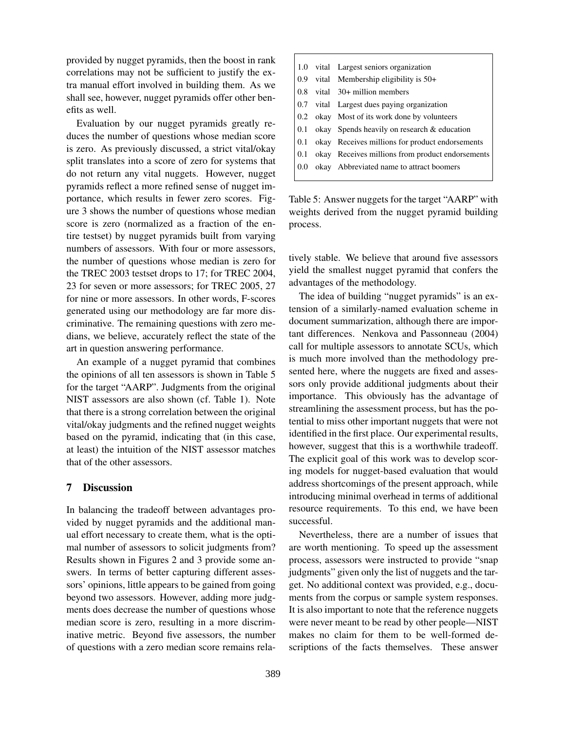provided by nugget pyramids, then the boost in rank correlations may not be sufficient to justify the extra manual effort involved in building them. As we shall see, however, nugget pyramids offer other benefits as well.

Evaluation by our nugget pyramids greatly reduces the number of questions whose median score is zero. As previously discussed, a strict vital/okay split translates into a score of zero for systems that do not return any vital nuggets. However, nugget pyramids reflect a more refined sense of nugget importance, which results in fewer zero scores. Figure 3 shows the number of questions whose median score is zero (normalized as a fraction of the entire testset) by nugget pyramids built from varying numbers of assessors. With four or more assessors, the number of questions whose median is zero for the TREC 2003 testset drops to 17; for TREC 2004, 23 for seven or more assessors; for TREC 2005, 27 for nine or more assessors. In other words, F-scores generated using our methodology are far more discriminative. The remaining questions with zero medians, we believe, accurately reflect the state of the art in question answering performance.

An example of a nugget pyramid that combines the opinions of all ten assessors is shown in Table 5 for the target "AARP". Judgments from the original NIST assessors are also shown (cf. Table 1). Note that there is a strong correlation between the original vital/okay judgments and the refined nugget weights based on the pyramid, indicating that (in this case, at least) the intuition of the NIST assessor matches that of the other assessors.

| | | |
|---|---|---|
| 1.0 | vital | Largest seniors organization |
| 0.9 | vital | Membership eligibility is 50+ |
| 0.8 | vital | 30+ million members |
| 0.7 | vital | Largest dues paying organization |
| 0.2 | okay | Most of its work done by volunteers |
| 0.1 | okay | Spends heavily on research & education |
| 0.1 | okay | Receives millions for product endorsements |
| 0.1 | okay | Receives millions from product endorsements |
| 0.0 | okay | Abbreviated name to attract boomers |

Table 5: Answer nuggets for the target "AARP" with weights derived from the nugget pyramid building process.

## 7 Discussion

In balancing the tradeoff between advantages provided by nugget pyramids and the additional manual effort necessary to create them, what is the optimal number of assessors to solicit judgments from? Results shown in Figures 2 and 3 provide some answers. In terms of better capturing different assessors' opinions, little appears to be gained from going beyond two assessors. However, adding more judgments does decrease the number of questions whose median score is zero, resulting in a more discriminative metric. Beyond five assessors, the number of questions with a zero median score remains relatively stable. We believe that around five assessors yield the smallest nugget pyramid that confers the advantages of the methodology.

The idea of building "nugget pyramids" is an extension of a similarly-named evaluation scheme in document summarization, although there are important differences. Nenkova and Passonneau (2004) call for multiple assessors to annotate SCUs, which is much more involved than the methodology presented here, where the nuggets are fixed and assessors only provide additional judgments about their importance. This obviously has the advantage of streamlining the assessment process, but has the potential to miss other important nuggets that were not identified in the first place. Our experimental results, however, suggest that this is a worthwhile tradeoff. The explicit goal of this work was to develop scoring models for nugget-based evaluation that would address shortcomings of the present approach, while introducing minimal overhead in terms of additional resource requirements. To this end, we have been successful.

Nevertheless, there are a number of issues that are worth mentioning. To speed up the assessment process, assessors were instructed to provide "snap judgments" given only the list of nuggets and the target. No additional context was provided, e.g., documents from the corpus or sample system responses. It is also important to note that the reference nuggets were never meant to be read by other people—NIST makes no claim for them to be well-formed descriptions of the facts themselves. These answer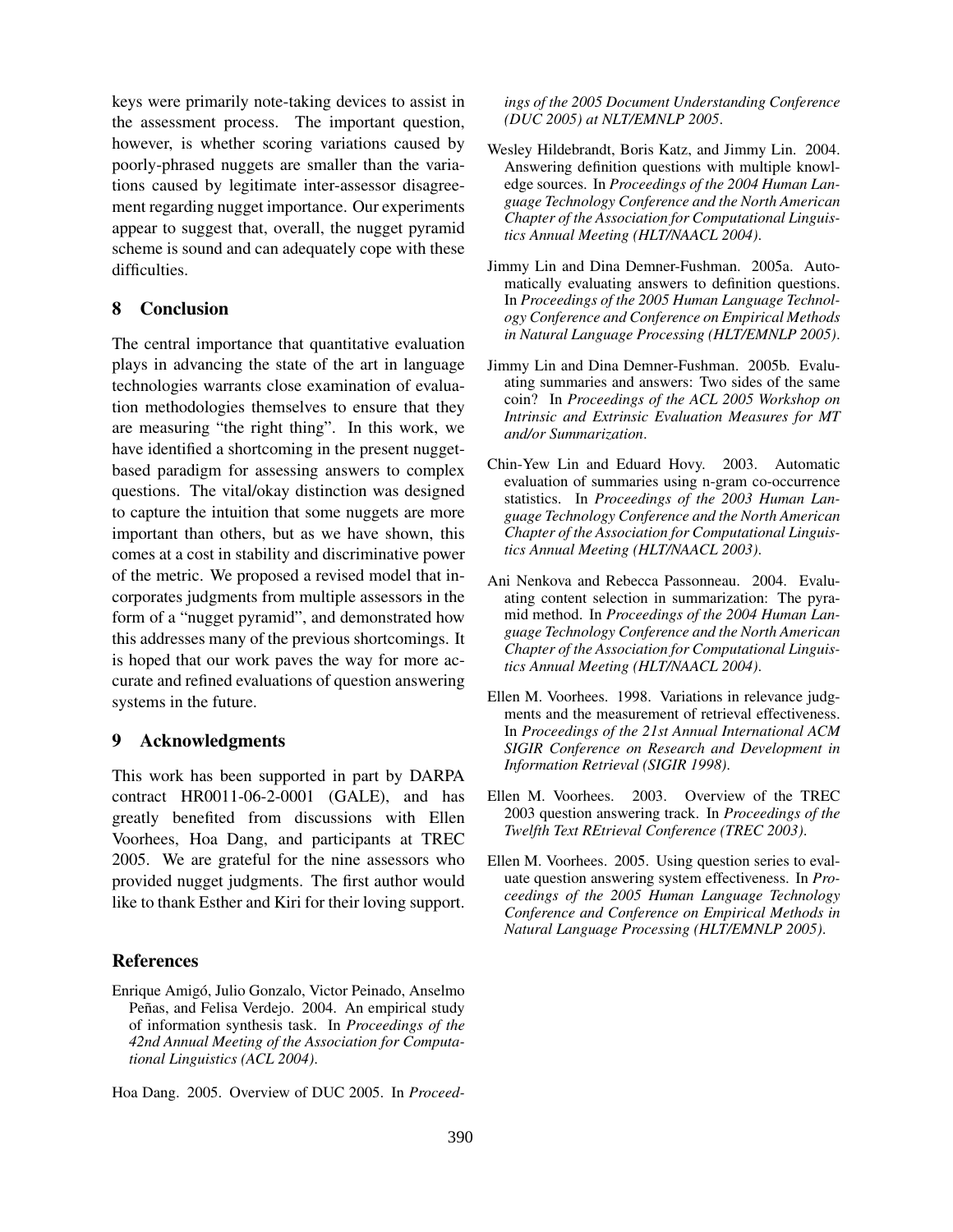keys were primarily note-taking devices to assist in the assessment process. The important question, however, is whether scoring variations caused by poorly-phrased nuggets are smaller than the variations caused by legitimate inter-assessor disagreement regarding nugget importance. Our experiments appear to suggest that, overall, the nugget pyramid scheme is sound and can adequately cope with these difficulties.

## 8 Conclusion

The central importance that quantitative evaluation plays in advancing the state of the art in language technologies warrants close examination of evaluation methodologies themselves to ensure that they are measuring "the right thing". In this work, we have identified a shortcoming in the present nugget-based paradigm for assessing answers to complex questions. The vital/okay distinction was designed to capture the intuition that some nuggets are more important than others, but as we have shown, this comes at a cost in stability and discriminative power of the metric. We proposed a revised model that incorporates judgments from multiple assessors in the form of a "nugget pyramid", and demonstrated how this addresses many of the previous shortcomings. It is hoped that our work paves the way for more accurate and refined evaluations of question answering systems in the future.

## 9 Acknowledgments

This work has been supported in part by DARPA contract HR0011-06-2-0001 (GALE), and has greatly benefited from discussions with Ellen Voorhees, Hoa Dang, and participants at TREC 2005. We are grateful for the nine assessors who provided nugget judgments. The first author would like to thank Esther and Kiri for their loving support.

## References

Enrique Amigó, Julio Gonzalo, Victor Peinado, Anselmo Peñas, and Felisa Verdejo. 2004. An empirical study of information synthesis task. In *Proceedings of the 42nd Annual Meeting of the Association for Computational Linguistics (ACL 2004)*.

Hoa Dang. 2005. Overview of DUC 2005. In *Proceedings of the 2005 Document Understanding Conference (DUC 2005) at NLT/EMNLP 2005*.

Wesley Hildebrandt, Boris Katz, and Jimmy Lin. 2004. Answering definition questions with multiple knowledge sources. In *Proceedings of the 2004 Human Language Technology Conference and the North American Chapter of the Association for Computational Linguistics Annual Meeting (HLT/NAACL 2004)*.

Jimmy Lin and Dina Demner-Fushman. 2005a. Automatically evaluating answers to definition questions. In *Proceedings of the 2005 Human Language Technology Conference and Conference on Empirical Methods in Natural Language Processing (HLT/EMNLP 2005)*.

Jimmy Lin and Dina Demner-Fushman. 2005b. Evaluating summaries and answers: Two sides of the same coin? In *Proceedings of the ACL 2005 Workshop on Intrinsic and Extrinsic Evaluation Measures for MT and/or Summarization*.

Chin-Yew Lin and Eduard Hovy. 2003. Automatic evaluation of summaries using n-gram co-occurrence statistics. In *Proceedings of the 2003 Human Language Technology Conference and the North American Chapter of the Association for Computational Linguistics Annual Meeting (HLT/NAACL 2003)*.

Ani Nenkova and Rebecca Passonneau. 2004. Evaluating content selection in summarization: The pyramid method. In *Proceedings of the 2004 Human Language Technology Conference and the North American Chapter of the Association for Computational Linguistics Annual Meeting (HLT/NAACL 2004)*.

Ellen M. Voorhees. 1998. Variations in relevance judgments and the measurement of retrieval effectiveness. In *Proceedings of the 21st Annual International ACM SIGIR Conference on Research and Development in Information Retrieval (SIGIR 1998)*.

Ellen M. Voorhees. 2003. Overview of the TREC 2003 question answering track. In *Proceedings of the Twelfth Text REtrieval Conference (TREC 2003)*.

Ellen M. Voorhees. 2005. Using question series to evaluate question answering system effectiveness. In *Proceedings of the 2005 Human Language Technology Conference and Conference on Empirical Methods in Natural Language Processing (HLT/EMNLP 2005)*.